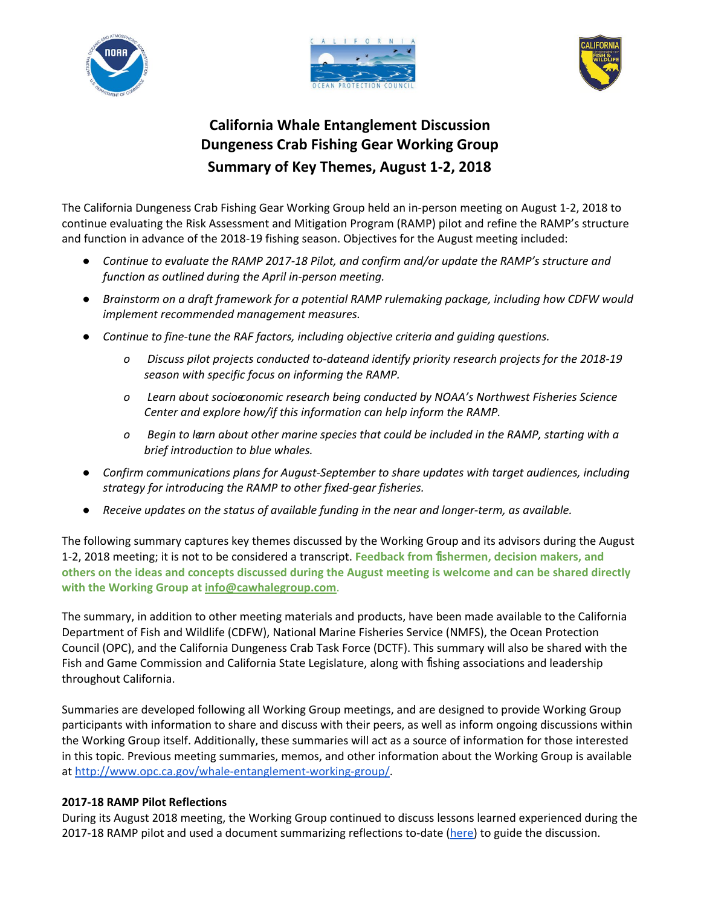# California Whale Entanglement Discussion
# Dungeness Crab Fishing Gear Working Group
# Summary of Key Themes, August 1-2, 2018

The California Dungeness Crab Fishing Gear Working Group held an in-person meeting on August 1-2, 2018 to continue evaluating the Risk Assessment and Mitigation Program (RAMP) pilot and refine the RAMP's structure and function in advance of the 2018-19 fishing season. Objectives for the August meeting included:

- *Continue to evaluate the RAMP 2017-18 Pilot, and confirm and/or update the RAMP's structure and function as outlined during the April in-person meeting.*
- *Brainstorm on a draft framework for a potential RAMP rulemaking package, including how CDFW would implement recommended management measures.*
- *Continue to fine-tune the RAF factors, including objective criteria and guiding questions.*
    - *Discuss pilot projects conducted to-dateand identify priority research projects for the 2018-19 season with specific focus on informing the RAMP.*
    - *Learn about socioeconomic research being conducted by NOAA's Northwest Fisheries Science Center and explore how/if this information can help inform the RAMP.*
    - *Begin to learn about other marine species that could be included in the RAMP, starting with a brief introduction to blue whales.*
- *Confirm communications plans for August-September to share updates with target audiences, including strategy for introducing the RAMP to other fixed-gear fisheries.*
- *Receive updates on the status of available funding in the near and longer-term, as available.*

The following summary captures key themes discussed by the Working Group and its advisors during the August 1-2, 2018 meeting; it is not to be considered a transcript. **Feedback from fishermen, decision makers, and others on the ideas and concepts discussed during the August meeting is welcome and can be shared directly with the Working Group at info@cawhalegroup.com**.

The summary, in addition to other meeting materials and products, have been made available to the California Department of Fish and Wildlife (CDFW), National Marine Fisheries Service (NMFS), the Ocean Protection Council (OPC), and the California Dungeness Crab Task Force (DCTF). This summary will also be shared with the Fish and Game Commission and California State Legislature, along with fishing associations and leadership throughout California.

Summaries are developed following all Working Group meetings, and are designed to provide Working Group participants with information to share and discuss with their peers, as well as inform ongoing discussions within the Working Group itself. Additionally, these summaries will act as a source of information for those interested in this topic. Previous meeting summaries, memos, and other information about the Working Group is available at http://www.opc.ca.gov/whale-entanglement-working-group/.

**2017-18 RAMP Pilot Reflections**

During its August 2018 meeting, the Working Group continued to discuss lessons learned experienced during the 2017-18 RAMP pilot and used a document summarizing reflections to-date (here) to guide the discussion.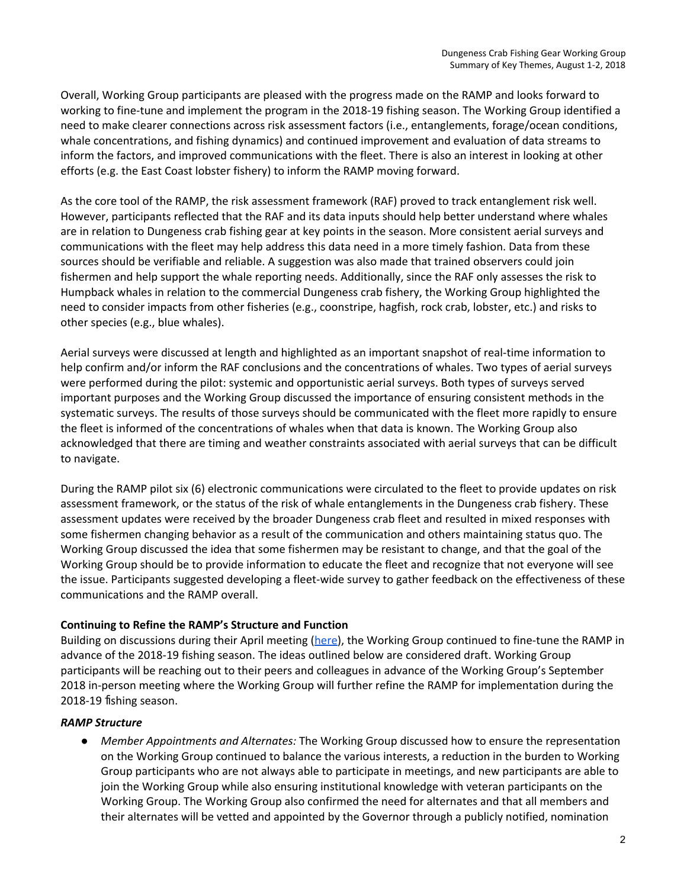Overall, Working Group participants are pleased with the progress made on the RAMP and looks forward to working to fine-tune and implement the program in the 2018-19 fishing season. The Working Group identified a need to make clearer connections across risk assessment factors (i.e., entanglements, forage/ocean conditions, whale concentrations, and fishing dynamics) and continued improvement and evaluation of data streams to inform the factors, and improved communications with the fleet. There is also an interest in looking at other efforts (e.g. the East Coast lobster fishery) to inform the RAMP moving forward.

As the core tool of the RAMP, the risk assessment framework (RAF) proved to track entanglement risk well. However, participants reflected that the RAF and its data inputs should help better understand where whales are in relation to Dungeness crab fishing gear at key points in the season. More consistent aerial surveys and communications with the fleet may help address this data need in a more timely fashion. Data from these sources should be verifiable and reliable. A suggestion was also made that trained observers could join fishermen and help support the whale reporting needs. Additionally, since the RAF only assesses the risk to Humpback whales in relation to the commercial Dungeness crab fishery, the Working Group highlighted the need to consider impacts from other fisheries (e.g., coonstripe, hagfish, rock crab, lobster, etc.) and risks to other species (e.g., blue whales).

Aerial surveys were discussed at length and highlighted as an important snapshot of real-time information to help confirm and/or inform the RAF conclusions and the concentrations of whales. Two types of aerial surveys were performed during the pilot: systemic and opportunistic aerial surveys. Both types of surveys served important purposes and the Working Group discussed the importance of ensuring consistent methods in the systematic surveys. The results of those surveys should be communicated with the fleet more rapidly to ensure the fleet is informed of the concentrations of whales when that data is known. The Working Group also acknowledged that there are timing and weather constraints associated with aerial surveys that can be difficult to navigate.

During the RAMP pilot six (6) electronic communications were circulated to the fleet to provide updates on risk assessment framework, or the status of the risk of whale entanglements in the Dungeness crab fishery. These assessment updates were received by the broader Dungeness crab fleet and resulted in mixed responses with some fishermen changing behavior as a result of the communication and others maintaining status quo. The Working Group discussed the idea that some fishermen may be resistant to change, and that the goal of the Working Group should be to provide information to educate the fleet and recognize that not everyone will see the issue. Participants suggested developing a fleet-wide survey to gather feedback on the effectiveness of these communications and the RAMP overall.

### Continuing to Refine the RAMP's Structure and Function

Building on discussions during their April meeting ([here]()), the Working Group continued to fine-tune the RAMP in advance of the 2018-19 fishing season. The ideas outlined below are considered draft. Working Group participants will be reaching out to their peers and colleagues in advance of the Working Group's September 2018 in-person meeting where the Working Group will further refine the RAMP for implementation during the 2018-19 fishing season.

#### *RAMP Structure*

- *Member Appointments and Alternates:* The Working Group discussed how to ensure the representation on the Working Group continued to balance the various interests, a reduction in the burden to Working Group participants who are not always able to participate in meetings, and new participants are able to join the Working Group while also ensuring institutional knowledge with veteran participants on the Working Group. The Working Group also confirmed the need for alternates and that all members and their alternates will be vetted and appointed by the Governor through a publicly notified, nomination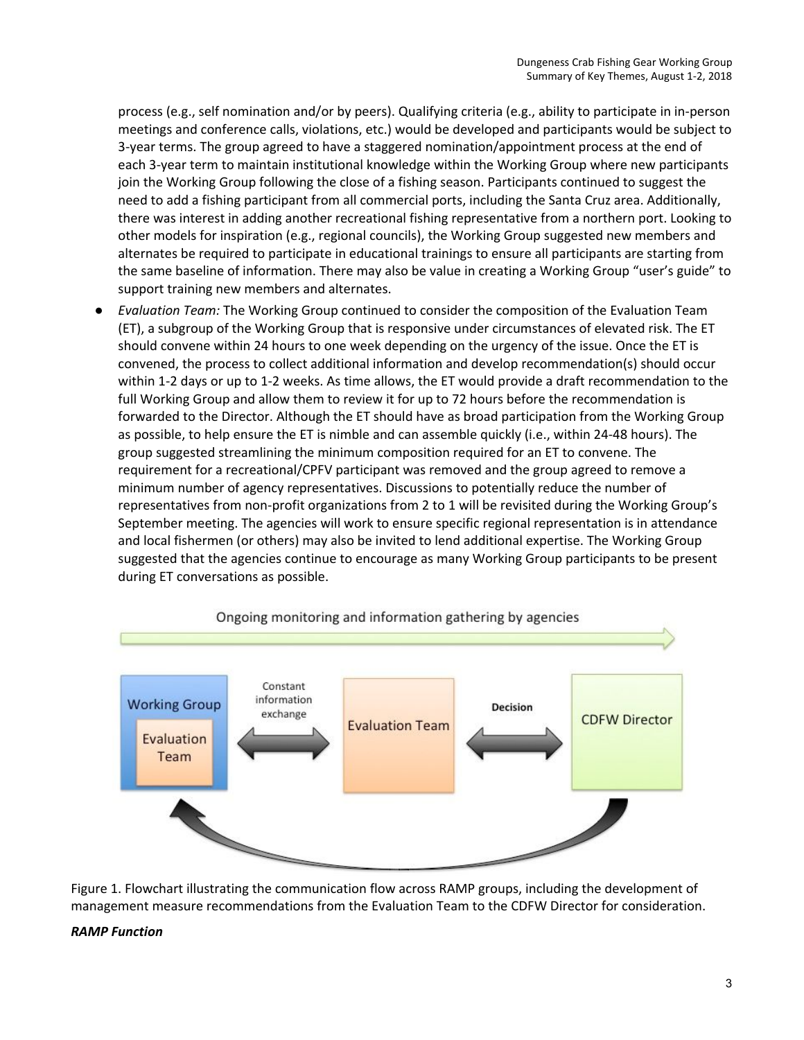process (e.g., self nomination and/or by peers). Qualifying criteria (e.g., ability to participate in in-person meetings and conference calls, violations, etc.) would be developed and participants would be subject to 3-year terms. The group agreed to have a staggered nomination/appointment process at the end of each 3-year term to maintain institutional knowledge within the Working Group where new participants join the Working Group following the close of a fishing season. Participants continued to suggest the need to add a fishing participant from all commercial ports, including the Santa Cruz area. Additionally, there was interest in adding another recreational fishing representative from a northern port. Looking to other models for inspiration (e.g., regional councils), the Working Group suggested new members and alternates be required to participate in educational trainings to ensure all participants are starting from the same baseline of information. There may also be value in creating a Working Group "user's guide" to support training new members and alternates.

- *Evaluation Team:* The Working Group continued to consider the composition of the Evaluation Team (ET), a subgroup of the Working Group that is responsive under circumstances of elevated risk. The ET should convene within 24 hours to one week depending on the urgency of the issue. Once the ET is convened, the process to collect additional information and develop recommendation(s) should occur within 1-2 days or up to 1-2 weeks. As time allows, the ET would provide a draft recommendation to the full Working Group and allow them to review it for up to 72 hours before the recommendation is forwarded to the Director. Although the ET should have as broad participation from the Working Group as possible, to help ensure the ET is nimble and can assemble quickly (i.e., within 24-48 hours). The group suggested streamlining the minimum composition required for an ET to convene. The requirement for a recreational/CPFV participant was removed and the group agreed to remove a minimum number of agency representatives. Discussions to potentially reduce the number of representatives from non-profit organizations from 2 to 1 will be revisited during the Working Group's September meeting. The agencies will work to ensure specific regional representation is in attendance and local fishermen (or others) may also be invited to lend additional expertise. The Working Group suggested that the agencies continue to encourage as many Working Group participants to be present during ET conversations as possible.

Ongoing monitoring and information gathering by agencies

Working Group / Evaluation Team ⟷ (Constant information exchange) ⟷ Evaluation Team ⟷ (Decision) ⟷ CDFW Director

Figure 1. Flowchart illustrating the communication flow across RAMP groups, including the development of management measure recommendations from the Evaluation Team to the CDFW Director for consideration.

***RAMP Function***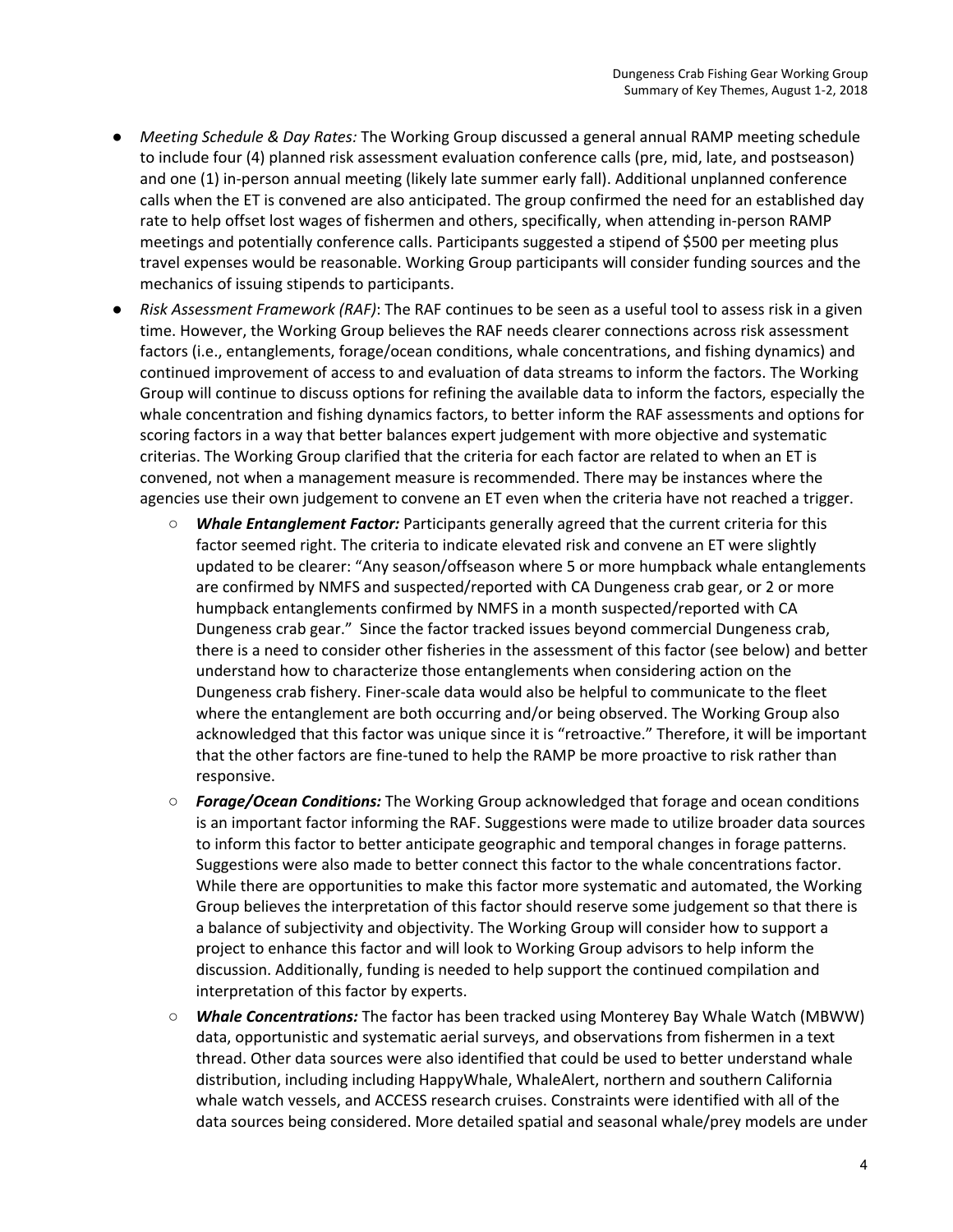- *Meeting Schedule & Day Rates:* The Working Group discussed a general annual RAMP meeting schedule to include four (4) planned risk assessment evaluation conference calls (pre, mid, late, and postseason) and one (1) in-person annual meeting (likely late summer early fall). Additional unplanned conference calls when the ET is convened are also anticipated. The group confirmed the need for an established day rate to help offset lost wages of fishermen and others, specifically, when attending in-person RAMP meetings and potentially conference calls. Participants suggested a stipend of $500 per meeting plus travel expenses would be reasonable. Working Group participants will consider funding sources and the mechanics of issuing stipends to participants.
- *Risk Assessment Framework (RAF)*: The RAF continues to be seen as a useful tool to assess risk in a given time. However, the Working Group believes the RAF needs clearer connections across risk assessment factors (i.e., entanglements, forage/ocean conditions, whale concentrations, and fishing dynamics) and continued improvement of access to and evaluation of data streams to inform the factors. The Working Group will continue to discuss options for refining the available data to inform the factors, especially the whale concentration and fishing dynamics factors, to better inform the RAF assessments and options for scoring factors in a way that better balances expert judgement with more objective and systematic criterias. The Working Group clarified that the criteria for each factor are related to when an ET is convened, not when a management measure is recommended. There may be instances where the agencies use their own judgement to convene an ET even when the criteria have not reached a trigger.
  - ***Whale Entanglement Factor:*** Participants generally agreed that the current criteria for this factor seemed right. The criteria to indicate elevated risk and convene an ET were slightly updated to be clearer: "Any season/offseason where 5 or more humpback whale entanglements are confirmed by NMFS and suspected/reported with CA Dungeness crab gear, or 2 or more humpback entanglements confirmed by NMFS in a month suspected/reported with CA Dungeness crab gear." Since the factor tracked issues beyond commercial Dungeness crab, there is a need to consider other fisheries in the assessment of this factor (see below) and better understand how to characterize those entanglements when considering action on the Dungeness crab fishery. Finer-scale data would also be helpful to communicate to the fleet where the entanglement are both occurring and/or being observed. The Working Group also acknowledged that this factor was unique since it is "retroactive." Therefore, it will be important that the other factors are fine-tuned to help the RAMP be more proactive to risk rather than responsive.
  - ***Forage/Ocean Conditions:*** The Working Group acknowledged that forage and ocean conditions is an important factor informing the RAF. Suggestions were made to utilize broader data sources to inform this factor to better anticipate geographic and temporal changes in forage patterns. Suggestions were also made to better connect this factor to the whale concentrations factor. While there are opportunities to make this factor more systematic and automated, the Working Group believes the interpretation of this factor should reserve some judgement so that there is a balance of subjectivity and objectivity. The Working Group will consider how to support a project to enhance this factor and will look to Working Group advisors to help inform the discussion. Additionally, funding is needed to help support the continued compilation and interpretation of this factor by experts.
  - ***Whale Concentrations:*** The factor has been tracked using Monterey Bay Whale Watch (MBWW) data, opportunistic and systematic aerial surveys, and observations from fishermen in a text thread. Other data sources were also identified that could be used to better understand whale distribution, including including HappyWhale, WhaleAlert, northern and southern California whale watch vessels, and ACCESS research cruises. Constraints were identified with all of the data sources being considered. More detailed spatial and seasonal whale/prey models are under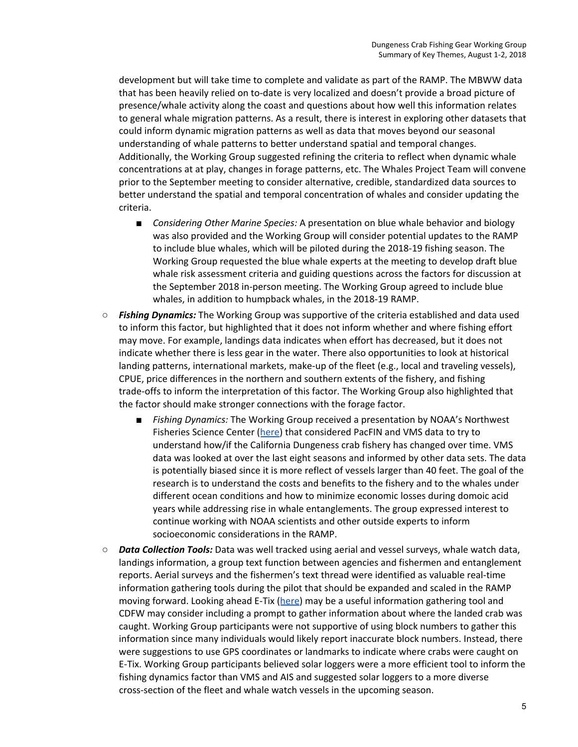development but will take time to complete and validate as part of the RAMP. The MBWW data that has been heavily relied on to-date is very localized and doesn't provide a broad picture of presence/whale activity along the coast and questions about how well this information relates to general whale migration patterns. As a result, there is interest in exploring other datasets that could inform dynamic migration patterns as well as data that moves beyond our seasonal understanding of whale patterns to better understand spatial and temporal changes. Additionally, the Working Group suggested refining the criteria to reflect when dynamic whale concentrations at at play, changes in forage patterns, etc. The Whales Project Team will convene prior to the September meeting to consider alternative, credible, standardized data sources to better understand the spatial and temporal concentration of whales and consider updating the criteria.

    - *Considering Other Marine Species:* A presentation on blue whale behavior and biology was also provided and the Working Group will consider potential updates to the RAMP to include blue whales, which will be piloted during the 2018-19 fishing season. The Working Group requested the blue whale experts at the meeting to develop draft blue whale risk assessment criteria and guiding questions across the factors for discussion at the September 2018 in-person meeting. The Working Group agreed to include blue whales, in addition to humpback whales, in the 2018-19 RAMP.

- ***Fishing Dynamics:*** The Working Group was supportive of the criteria established and data used to inform this factor, but highlighted that it does not inform whether and where fishing effort may move. For example, landings data indicates when effort has decreased, but it does not indicate whether there is less gear in the water. There also opportunities to look at historical landing patterns, international markets, make-up of the fleet (e.g., local and traveling vessels), CPUE, price differences in the northern and southern extents of the fishery, and fishing trade-offs to inform the interpretation of this factor. The Working Group also highlighted that the factor should make stronger connections with the forage factor.

    - *Fishing Dynamics:* The Working Group received a presentation by NOAA's Northwest Fisheries Science Center (here) that considered PacFIN and VMS data to try to understand how/if the California Dungeness crab fishery has changed over time. VMS data was looked at over the last eight seasons and informed by other data sets. The data is potentially biased since it is more reflect of vessels larger than 40 feet. The goal of the research is to understand the costs and benefits to the fishery and to the whales under different ocean conditions and how to minimize economic losses during domoic acid years while addressing rise in whale entanglements. The group expressed interest to continue working with NOAA scientists and other outside experts to inform socioeconomic considerations in the RAMP.

- ***Data Collection Tools:*** Data was well tracked using aerial and vessel surveys, whale watch data, landings information, a group text function between agencies and fishermen and entanglement reports. Aerial surveys and the fishermen's text thread were identified as valuable real-time information gathering tools during the pilot that should be expanded and scaled in the RAMP moving forward. Looking ahead E-Tix (here) may be a useful information gathering tool and CDFW may consider including a prompt to gather information about where the landed crab was caught. Working Group participants were not supportive of using block numbers to gather this information since many individuals would likely report inaccurate block numbers. Instead, there were suggestions to use GPS coordinates or landmarks to indicate where crabs were caught on E-Tix. Working Group participants believed solar loggers were a more efficient tool to inform the fishing dynamics factor than VMS and AIS and suggested solar loggers to a more diverse cross-section of the fleet and whale watch vessels in the upcoming season.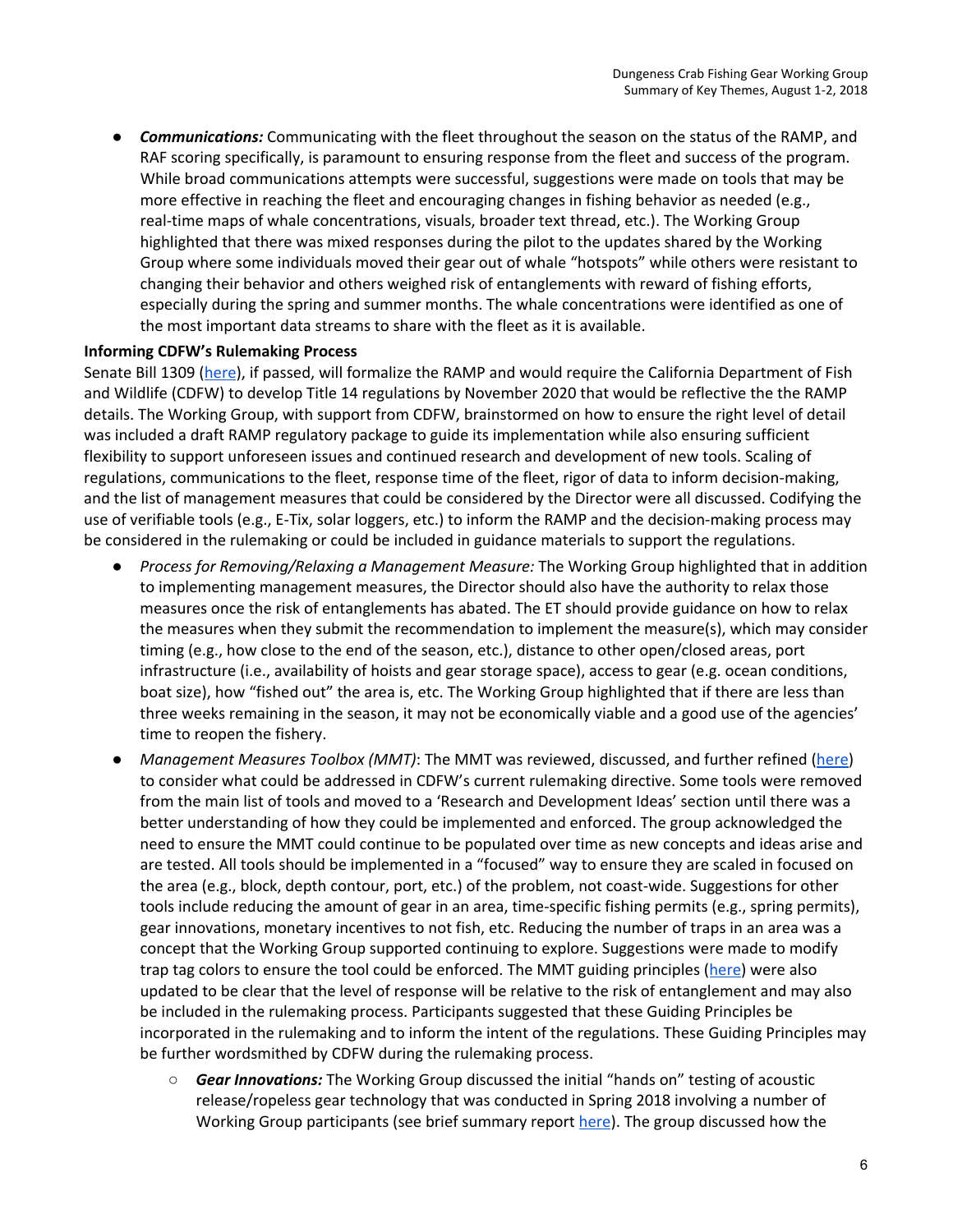- ***Communications:*** Communicating with the fleet throughout the season on the status of the RAMP, and RAF scoring specifically, is paramount to ensuring response from the fleet and success of the program. While broad communications attempts were successful, suggestions were made on tools that may be more effective in reaching the fleet and encouraging changes in fishing behavior as needed (e.g., real-time maps of whale concentrations, visuals, broader text thread, etc.). The Working Group highlighted that there was mixed responses during the pilot to the updates shared by the Working Group where some individuals moved their gear out of whale "hotspots" while others were resistant to changing their behavior and others weighed risk of entanglements with reward of fishing efforts, especially during the spring and summer months. The whale concentrations were identified as one of the most important data streams to share with the fleet as it is available.

**Informing CDFW's Rulemaking Process**

Senate Bill 1309 (here), if passed, will formalize the RAMP and would require the California Department of Fish and Wildlife (CDFW) to develop Title 14 regulations by November 2020 that would be reflective the the RAMP details. The Working Group, with support from CDFW, brainstormed on how to ensure the right level of detail was included a draft RAMP regulatory package to guide its implementation while also ensuring sufficient flexibility to support unforeseen issues and continued research and development of new tools. Scaling of regulations, communications to the fleet, response time of the fleet, rigor of data to inform decision-making, and the list of management measures that could be considered by the Director were all discussed. Codifying the use of verifiable tools (e.g., E-Tix, solar loggers, etc.) to inform the RAMP and the decision-making process may be considered in the rulemaking or could be included in guidance materials to support the regulations.

- *Process for Removing/Relaxing a Management Measure:* The Working Group highlighted that in addition to implementing management measures, the Director should also have the authority to relax those measures once the risk of entanglements has abated. The ET should provide guidance on how to relax the measures when they submit the recommendation to implement the measure(s), which may consider timing (e.g., how close to the end of the season, etc.), distance to other open/closed areas, port infrastructure (i.e., availability of hoists and gear storage space), access to gear (e.g. ocean conditions, boat size), how "fished out" the area is, etc. The Working Group highlighted that if there are less than three weeks remaining in the season, it may not be economically viable and a good use of the agencies' time to reopen the fishery.
- *Management Measures Toolbox (MMT)*: The MMT was reviewed, discussed, and further refined (here) to consider what could be addressed in CDFW's current rulemaking directive. Some tools were removed from the main list of tools and moved to a 'Research and Development Ideas' section until there was a better understanding of how they could be implemented and enforced. The group acknowledged the need to ensure the MMT could continue to be populated over time as new concepts and ideas arise and are tested. All tools should be implemented in a "focused" way to ensure they are scaled in focused on the area (e.g., block, depth contour, port, etc.) of the problem, not coast-wide. Suggestions for other tools include reducing the amount of gear in an area, time-specific fishing permits (e.g., spring permits), gear innovations, monetary incentives to not fish, etc. Reducing the number of traps in an area was a concept that the Working Group supported continuing to explore. Suggestions were made to modify trap tag colors to ensure the tool could be enforced. The MMT guiding principles (here) were also updated to be clear that the level of response will be relative to the risk of entanglement and may also be included in the rulemaking process. Participants suggested that these Guiding Principles be incorporated in the rulemaking and to inform the intent of the regulations. These Guiding Principles may be further wordsmithed by CDFW during the rulemaking process.
  - ***Gear Innovations:*** The Working Group discussed the initial "hands on" testing of acoustic release/ropeless gear technology that was conducted in Spring 2018 involving a number of Working Group participants (see brief summary report here). The group discussed how the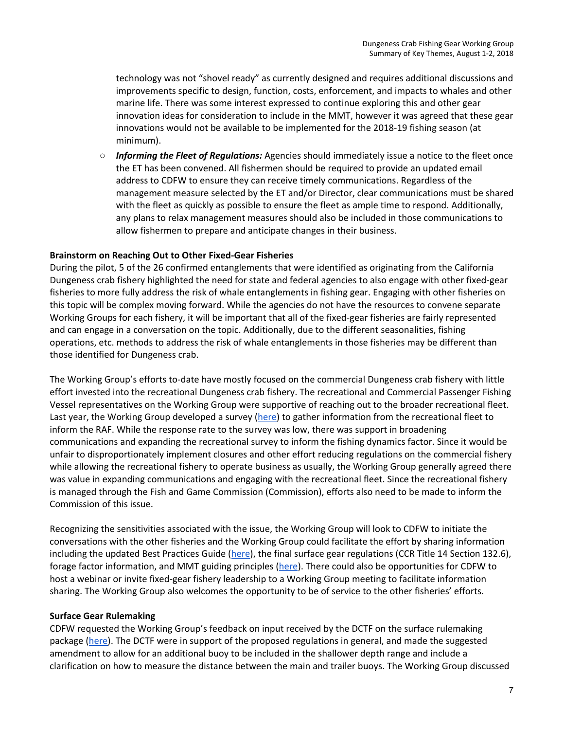technology was not "shovel ready" as currently designed and requires additional discussions and improvements specific to design, function, costs, enforcement, and impacts to whales and other marine life. There was some interest expressed to continue exploring this and other gear innovation ideas for consideration to include in the MMT, however it was agreed that these gear innovations would not be available to be implemented for the 2018-19 fishing season (at minimum).

- ***Informing the Fleet of Regulations:*** Agencies should immediately issue a notice to the fleet once the ET has been convened. All fishermen should be required to provide an updated email address to CDFW to ensure they can receive timely communications. Regardless of the management measure selected by the ET and/or Director, clear communications must be shared with the fleet as quickly as possible to ensure the fleet as ample time to respond. Additionally, any plans to relax management measures should also be included in those communications to allow fishermen to prepare and anticipate changes in their business.

**Brainstorm on Reaching Out to Other Fixed-Gear Fisheries**

During the pilot, 5 of the 26 confirmed entanglements that were identified as originating from the California Dungeness crab fishery highlighted the need for state and federal agencies to also engage with other fixed-gear fisheries to more fully address the risk of whale entanglements in fishing gear. Engaging with other fisheries on this topic will be complex moving forward. While the agencies do not have the resources to convene separate Working Groups for each fishery, it will be important that all of the fixed-gear fisheries are fairly represented and can engage in a conversation on the topic. Additionally, due to the different seasonalities, fishing operations, etc. methods to address the risk of whale entanglements in those fisheries may be different than those identified for Dungeness crab.

The Working Group's efforts to-date have mostly focused on the commercial Dungeness crab fishery with little effort invested into the recreational Dungeness crab fishery. The recreational and Commercial Passenger Fishing Vessel representatives on the Working Group were supportive of reaching out to the broader recreational fleet. Last year, the Working Group developed a survey (here) to gather information from the recreational fleet to inform the RAF. While the response rate to the survey was low, there was support in broadening communications and expanding the recreational survey to inform the fishing dynamics factor. Since it would be unfair to disproportionately implement closures and other effort reducing regulations on the commercial fishery while allowing the recreational fishery to operate business as usually, the Working Group generally agreed there was value in expanding communications and engaging with the recreational fleet. Since the recreational fishery is managed through the Fish and Game Commission (Commission), efforts also need to be made to inform the Commission of this issue.

Recognizing the sensitivities associated with the issue, the Working Group will look to CDFW to initiate the conversations with the other fisheries and the Working Group could facilitate the effort by sharing information including the updated Best Practices Guide (here), the final surface gear regulations (CCR Title 14 Section 132.6), forage factor information, and MMT guiding principles (here). There could also be opportunities for CDFW to host a webinar or invite fixed-gear fishery leadership to a Working Group meeting to facilitate information sharing. The Working Group also welcomes the opportunity to be of service to the other fisheries' efforts.

**Surface Gear Rulemaking**

CDFW requested the Working Group's feedback on input received by the DCTF on the surface rulemaking package (here). The DCTF were in support of the proposed regulations in general, and made the suggested amendment to allow for an additional buoy to be included in the shallower depth range and include a clarification on how to measure the distance between the main and trailer buoys. The Working Group discussed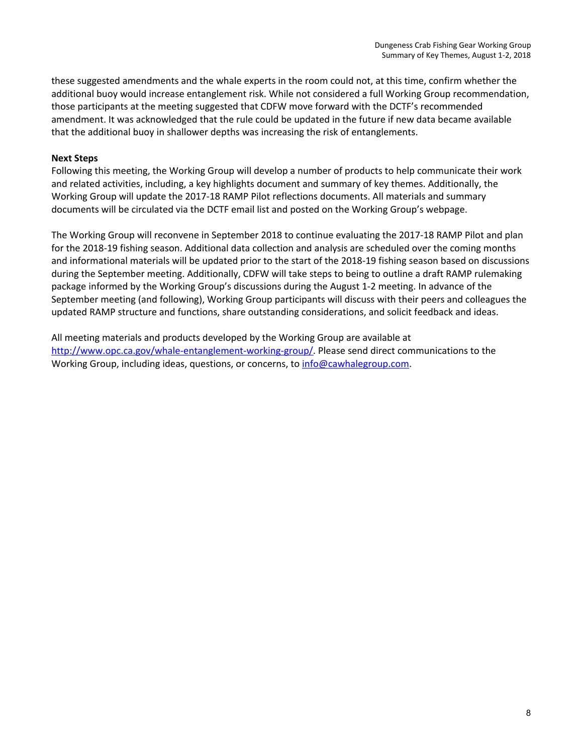these suggested amendments and the whale experts in the room could not, at this time, confirm whether the additional buoy would increase entanglement risk. While not considered a full Working Group recommendation, those participants at the meeting suggested that CDFW move forward with the DCTF's recommended amendment. It was acknowledged that the rule could be updated in the future if new data became available that the additional buoy in shallower depths was increasing the risk of entanglements.

**Next Steps**

Following this meeting, the Working Group will develop a number of products to help communicate their work and related activities, including, a key highlights document and summary of key themes. Additionally, the Working Group will update the 2017-18 RAMP Pilot reflections documents. All materials and summary documents will be circulated via the DCTF email list and posted on the Working Group's webpage.

The Working Group will reconvene in September 2018 to continue evaluating the 2017-18 RAMP Pilot and plan for the 2018-19 fishing season. Additional data collection and analysis are scheduled over the coming months and informational materials will be updated prior to the start of the 2018-19 fishing season based on discussions during the September meeting. Additionally, CDFW will take steps to being to outline a draft RAMP rulemaking package informed by the Working Group's discussions during the August 1-2 meeting. In advance of the September meeting (and following), Working Group participants will discuss with their peers and colleagues the updated RAMP structure and functions, share outstanding considerations, and solicit feedback and ideas.

All meeting materials and products developed by the Working Group are available at [http://www.opc.ca.gov/whale-entanglement-working-group/](http://www.opc.ca.gov/whale-entanglement-working-group/). Please send direct communications to the Working Group, including ideas, questions, or concerns, to [info@cawhalegroup.com](mailto:info@cawhalegroup.com).